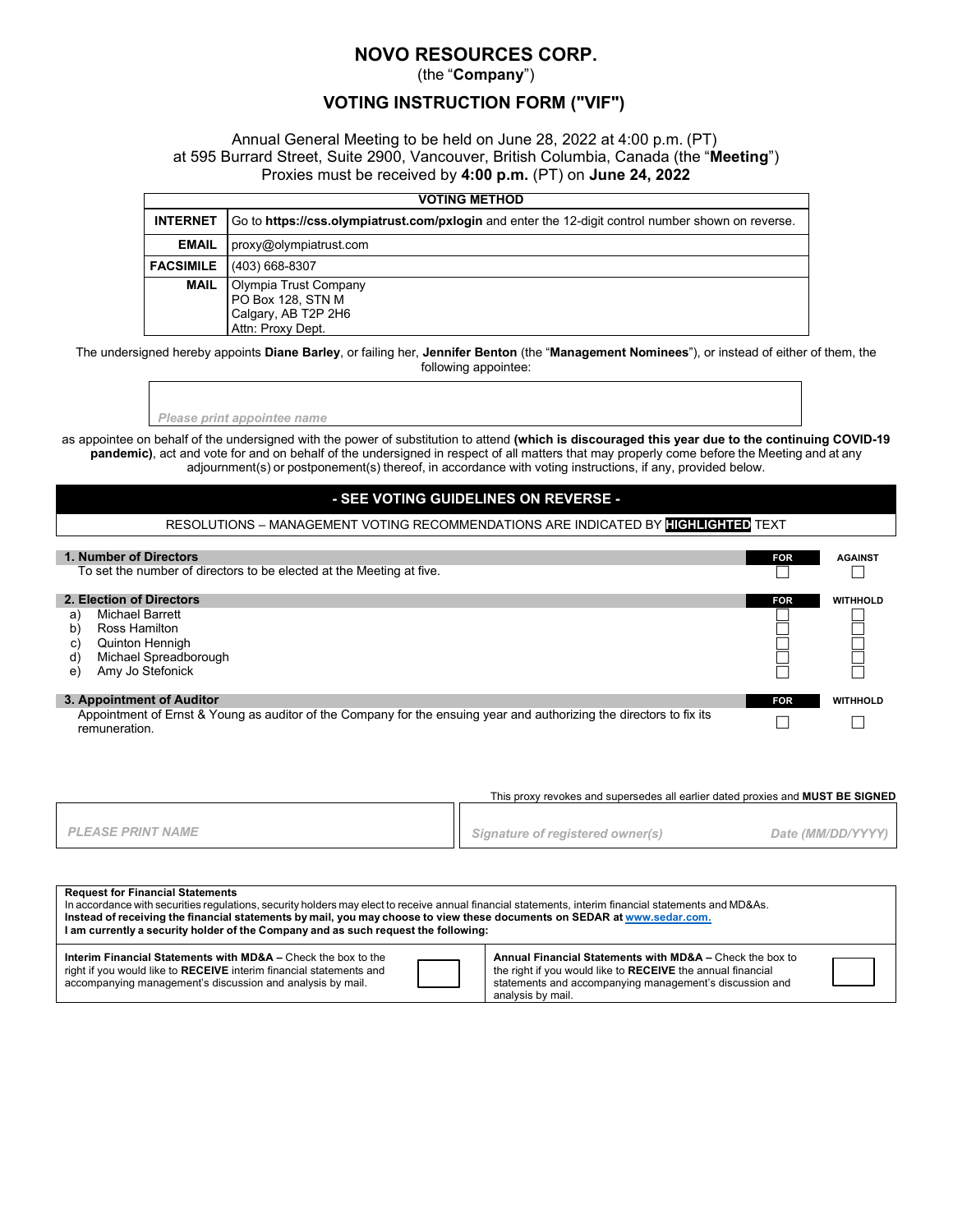# NOVO RESOURCES CORP.

(the "**Company**")

## VOTING INSTRUCTION FORM ("VIF")

Annual General Meeting to be held on June 28, 2022 at 4:00 p.m. (PT)
at 595 Burrard Street, Suite 2900, Vancouver, British Columbia, Canada (the "**Meeting**")
Proxies must be received by **4:00 p.m.** (PT) on **June 24, 2022**

| VOTING METHOD | |
|---|---|
| **INTERNET** | Go to **https://css.olympiatrust.com/pxlogin** and enter the 12-digit control number shown on reverse. |
| **EMAIL** | proxy@olympiatrust.com |
| **FACSIMILE** | (403) 668-8307 |
| **MAIL** | Olympia Trust Company<br>PO Box 128, STN M<br>Calgary, AB T2P 2H6<br>Attn: Proxy Dept. |

The undersigned hereby appoints **Diane Barley**, or failing her, **Jennifer Benton** (the "**Management Nominees**"), or instead of either of them, the following appointee:

*Please print appointee name*

as appointee on behalf of the undersigned with the power of substitution to attend **(which is discouraged this year due to the continuing COVID-19 pandemic)**, act and vote for and on behalf of the undersigned in respect of all matters that may properly come before the Meeting and at any adjournment(s) or postponement(s) thereof, in accordance with voting instructions, if any, provided below.

**- SEE VOTING GUIDELINES ON REVERSE -**

RESOLUTIONS – MANAGEMENT VOTING RECOMMENDATIONS ARE INDICATED BY **HIGHLIGHTED** TEXT

| **1. Number of Directors** | **FOR** | **AGAINST** |
|---|---|---|
| To set the number of directors to be elected at the Meeting at five. | ☐ | ☐ |

| **2. Election of Directors** | **FOR** | **WITHHOLD** |
|---|---|---|
| a) Michael Barrett | ☐ | ☐ |
| b) Ross Hamilton | ☐ | ☐ |
| c) Quinton Hennigh | ☐ | ☐ |
| d) Michael Spreadborough | ☐ | ☐ |
| e) Amy Jo Stefonick | ☐ | ☐ |

| **3. Appointment of Auditor** | **FOR** | **WITHHOLD** |
|---|---|---|
| Appointment of Ernst & Young as auditor of the Company for the ensuing year and authorizing the directors to fix its remuneration. | ☐ | ☐ |

This proxy revokes and supersedes all earlier dated proxies and **MUST BE SIGNED**

| *PLEASE PRINT NAME* | *Signature of registered owner(s)* | *Date (MM/DD/YYYY)* |
|---|---|---|
| | | |

**Request for Financial Statements**

In accordance with securities regulations, security holders may elect to receive annual financial statements, interim financial statements and MD&As.
**Instead of receiving the financial statements by mail, you may choose to view these documents on SEDAR at www.sedar.com.**
**I am currently a security holder of the Company and as such request the following:**

| | | | |
|---|---|---|---|
| **Interim Financial Statements with MD&A –** Check the box to the right if you would like to **RECEIVE** interim financial statements and accompanying management's discussion and analysis by mail. | ☐ | **Annual Financial Statements with MD&A –** Check the box to the right if you would like to **RECEIVE** the annual financial statements and accompanying management's discussion and analysis by mail. | ☐ |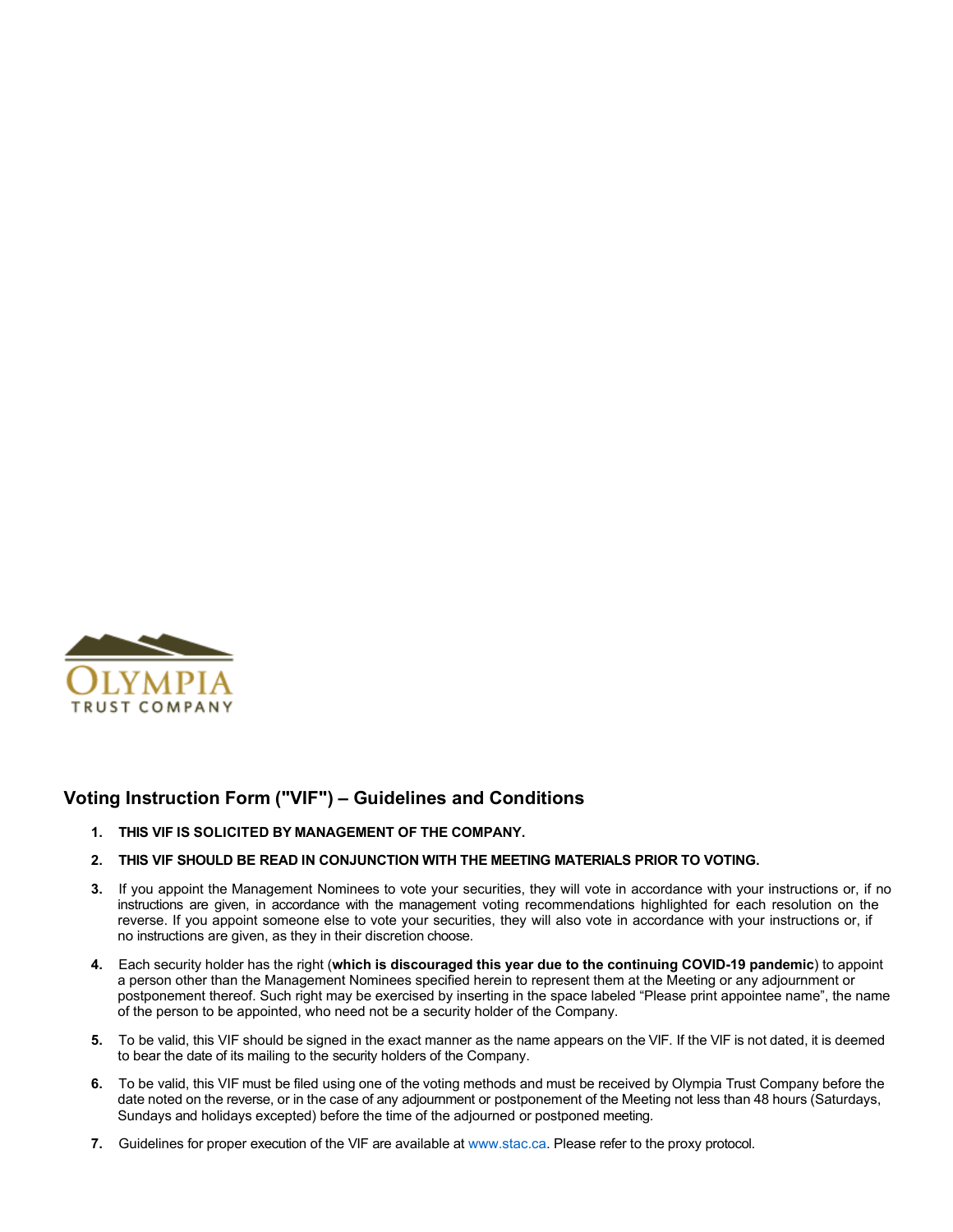OLYMPIA
TRUST COMPANY

## Voting Instruction Form ("VIF") – Guidelines and Conditions

1. **THIS VIF IS SOLICITED BY MANAGEMENT OF THE COMPANY.**
2. **THIS VIF SHOULD BE READ IN CONJUNCTION WITH THE MEETING MATERIALS PRIOR TO VOTING.**
3. If you appoint the Management Nominees to vote your securities, they will vote in accordance with your instructions or, if no instructions are given, in accordance with the management voting recommendations highlighted for each resolution on the reverse. If you appoint someone else to vote your securities, they will also vote in accordance with your instructions or, if no instructions are given, as they in their discretion choose.
4. Each security holder has the right (**which is discouraged this year due to the continuing COVID-19 pandemic**) to appoint a person other than the Management Nominees specified herein to represent them at the Meeting or any adjournment or postponement thereof. Such right may be exercised by inserting in the space labeled "Please print appointee name", the name of the person to be appointed, who need not be a security holder of the Company.
5. To be valid, this VIF should be signed in the exact manner as the name appears on the VIF. If the VIF is not dated, it is deemed to bear the date of its mailing to the security holders of the Company.
6. To be valid, this VIF must be filed using one of the voting methods and must be received by Olympia Trust Company before the date noted on the reverse, or in the case of any adjournment or postponement of the Meeting not less than 48 hours (Saturdays, Sundays and holidays excepted) before the time of the adjourned or postponed meeting.
7. Guidelines for proper execution of the VIF are available at www.stac.ca. Please refer to the proxy protocol.